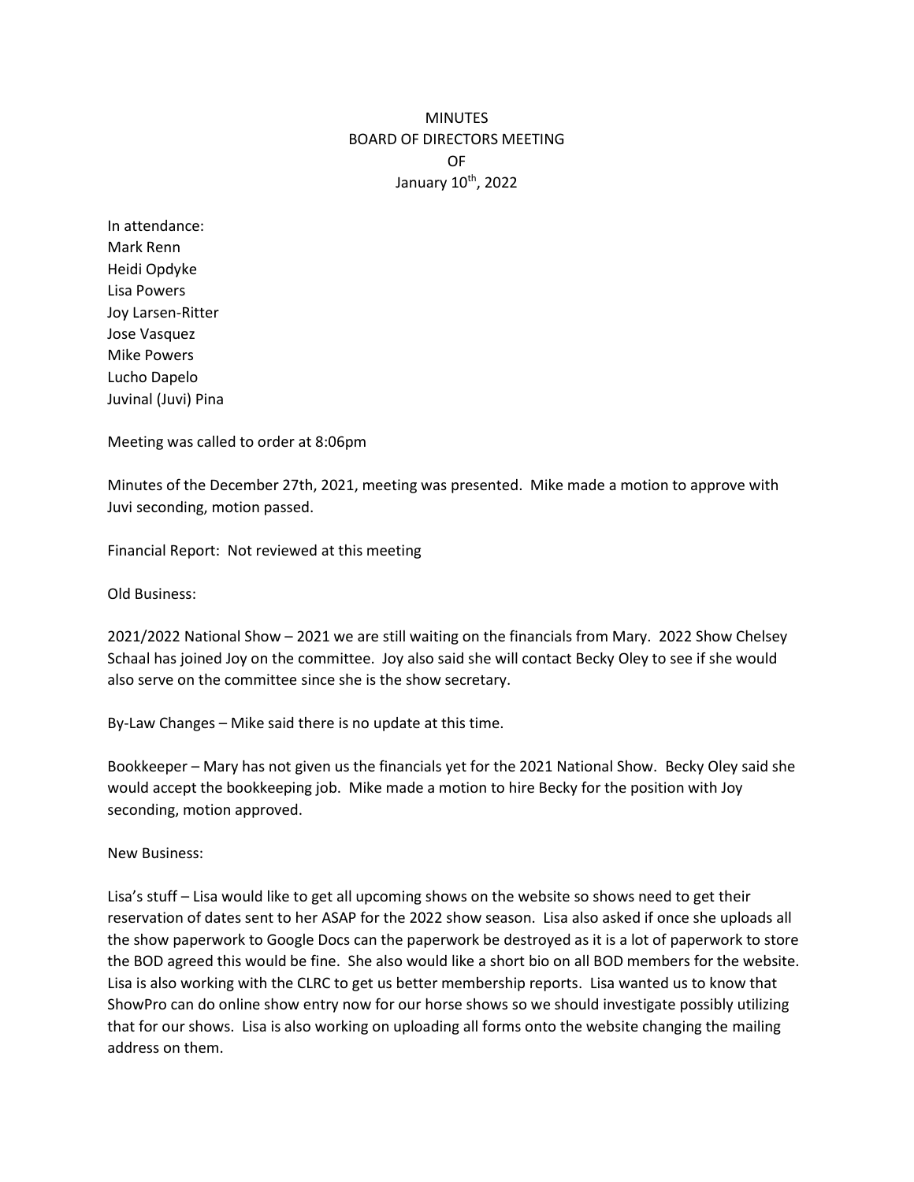# MINUTES
# BOARD OF DIRECTORS MEETING
# OF
# January 10th, 2022

In attendance:
Mark Renn
Heidi Opdyke
Lisa Powers
Joy Larsen-Ritter
Jose Vasquez
Mike Powers
Lucho Dapelo
Juvinal (Juvi) Pina

Meeting was called to order at 8:06pm

Minutes of the December 27th, 2021, meeting was presented. Mike made a motion to approve with Juvi seconding, motion passed.

Financial Report: Not reviewed at this meeting

Old Business:

2021/2022 National Show – 2021 we are still waiting on the financials from Mary. 2022 Show Chelsey Schaal has joined Joy on the committee. Joy also said she will contact Becky Oley to see if she would also serve on the committee since she is the show secretary.

By-Law Changes – Mike said there is no update at this time.

Bookkeeper – Mary has not given us the financials yet for the 2021 National Show. Becky Oley said she would accept the bookkeeping job. Mike made a motion to hire Becky for the position with Joy seconding, motion approved.

New Business:

Lisa's stuff – Lisa would like to get all upcoming shows on the website so shows need to get their reservation of dates sent to her ASAP for the 2022 show season. Lisa also asked if once she uploads all the show paperwork to Google Docs can the paperwork be destroyed as it is a lot of paperwork to store the BOD agreed this would be fine. She also would like a short bio on all BOD members for the website. Lisa is also working with the CLRC to get us better membership reports. Lisa wanted us to know that ShowPro can do online show entry now for our horse shows so we should investigate possibly utilizing that for our shows. Lisa is also working on uploading all forms onto the website changing the mailing address on them.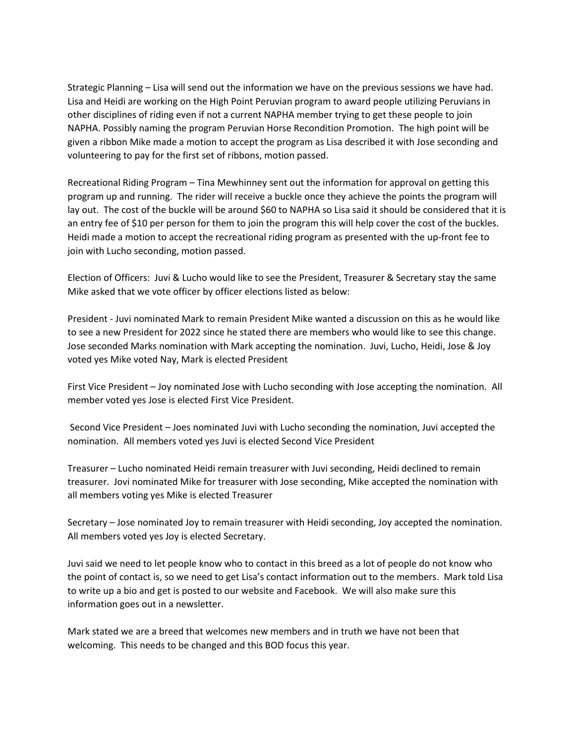Strategic Planning – Lisa will send out the information we have on the previous sessions we have had. Lisa and Heidi are working on the High Point Peruvian program to award people utilizing Peruvians in other disciplines of riding even if not a current NAPHA member trying to get these people to join NAPHA. Possibly naming the program Peruvian Horse Recondition Promotion. The high point will be given a ribbon Mike made a motion to accept the program as Lisa described it with Jose seconding and volunteering to pay for the first set of ribbons, motion passed.

Recreational Riding Program – Tina Mewhinney sent out the information for approval on getting this program up and running. The rider will receive a buckle once they achieve the points the program will lay out. The cost of the buckle will be around $60 to NAPHA so Lisa said it should be considered that it is an entry fee of $10 per person for them to join the program this will help cover the cost of the buckles. Heidi made a motion to accept the recreational riding program as presented with the up-front fee to join with Lucho seconding, motion passed.

Election of Officers: Juvi & Lucho would like to see the President, Treasurer & Secretary stay the same Mike asked that we vote officer by officer elections listed as below:

President - Juvi nominated Mark to remain President Mike wanted a discussion on this as he would like to see a new President for 2022 since he stated there are members who would like to see this change. Jose seconded Marks nomination with Mark accepting the nomination. Juvi, Lucho, Heidi, Jose & Joy voted yes Mike voted Nay, Mark is elected President

First Vice President – Joy nominated Jose with Lucho seconding with Jose accepting the nomination. All member voted yes Jose is elected First Vice President.

Second Vice President – Joes nominated Juvi with Lucho seconding the nomination, Juvi accepted the nomination. All members voted yes Juvi is elected Second Vice President

Treasurer – Lucho nominated Heidi remain treasurer with Juvi seconding, Heidi declined to remain treasurer. Jovi nominated Mike for treasurer with Jose seconding, Mike accepted the nomination with all members voting yes Mike is elected Treasurer

Secretary – Jose nominated Joy to remain treasurer with Heidi seconding, Joy accepted the nomination. All members voted yes Joy is elected Secretary.

Juvi said we need to let people know who to contact in this breed as a lot of people do not know who the point of contact is, so we need to get Lisa's contact information out to the members. Mark told Lisa to write up a bio and get is posted to our website and Facebook. We will also make sure this information goes out in a newsletter.

Mark stated we are a breed that welcomes new members and in truth we have not been that welcoming. This needs to be changed and this BOD focus this year.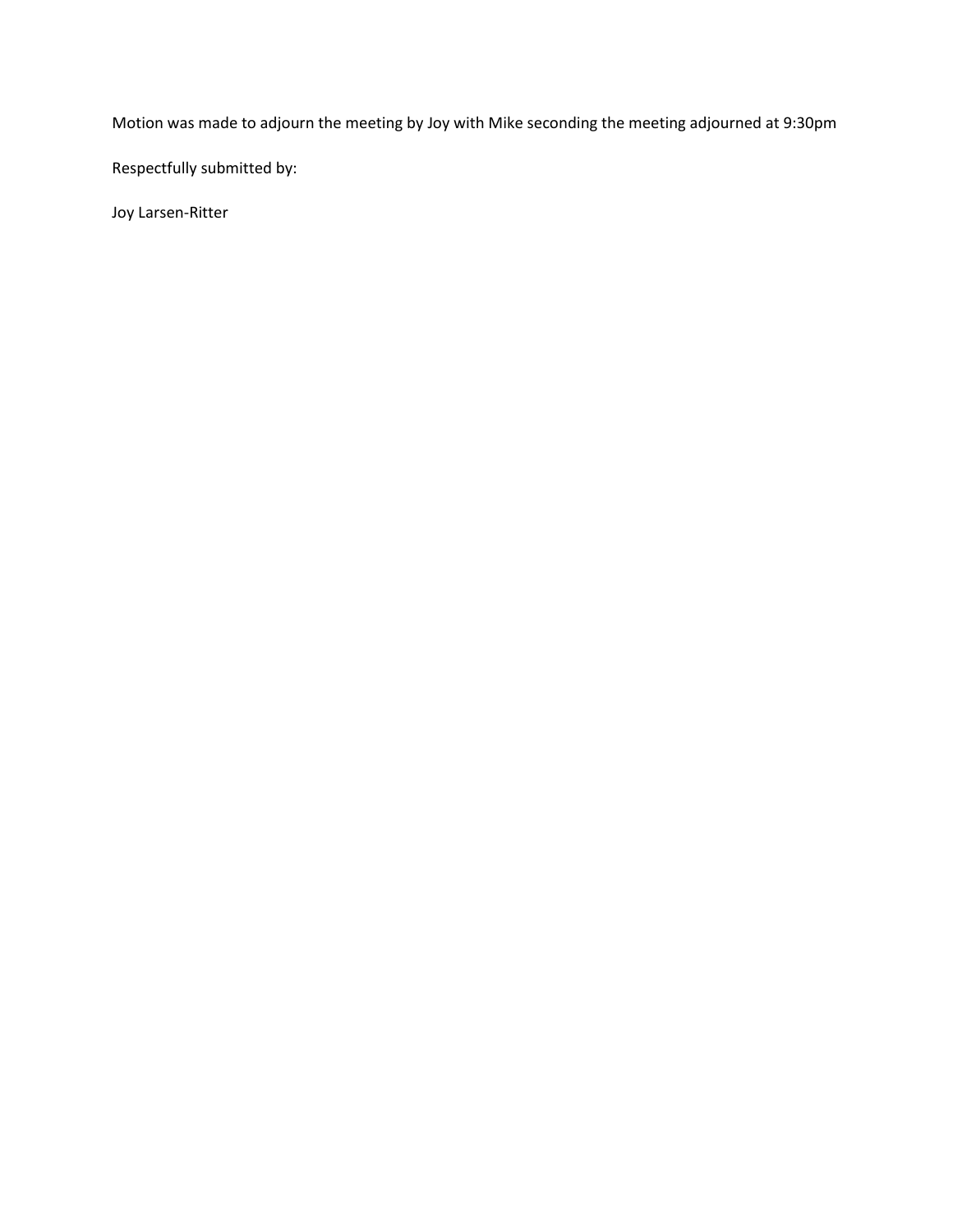Motion was made to adjourn the meeting by Joy with Mike seconding the meeting adjourned at 9:30pm

Respectfully submitted by:

Joy Larsen-Ritter